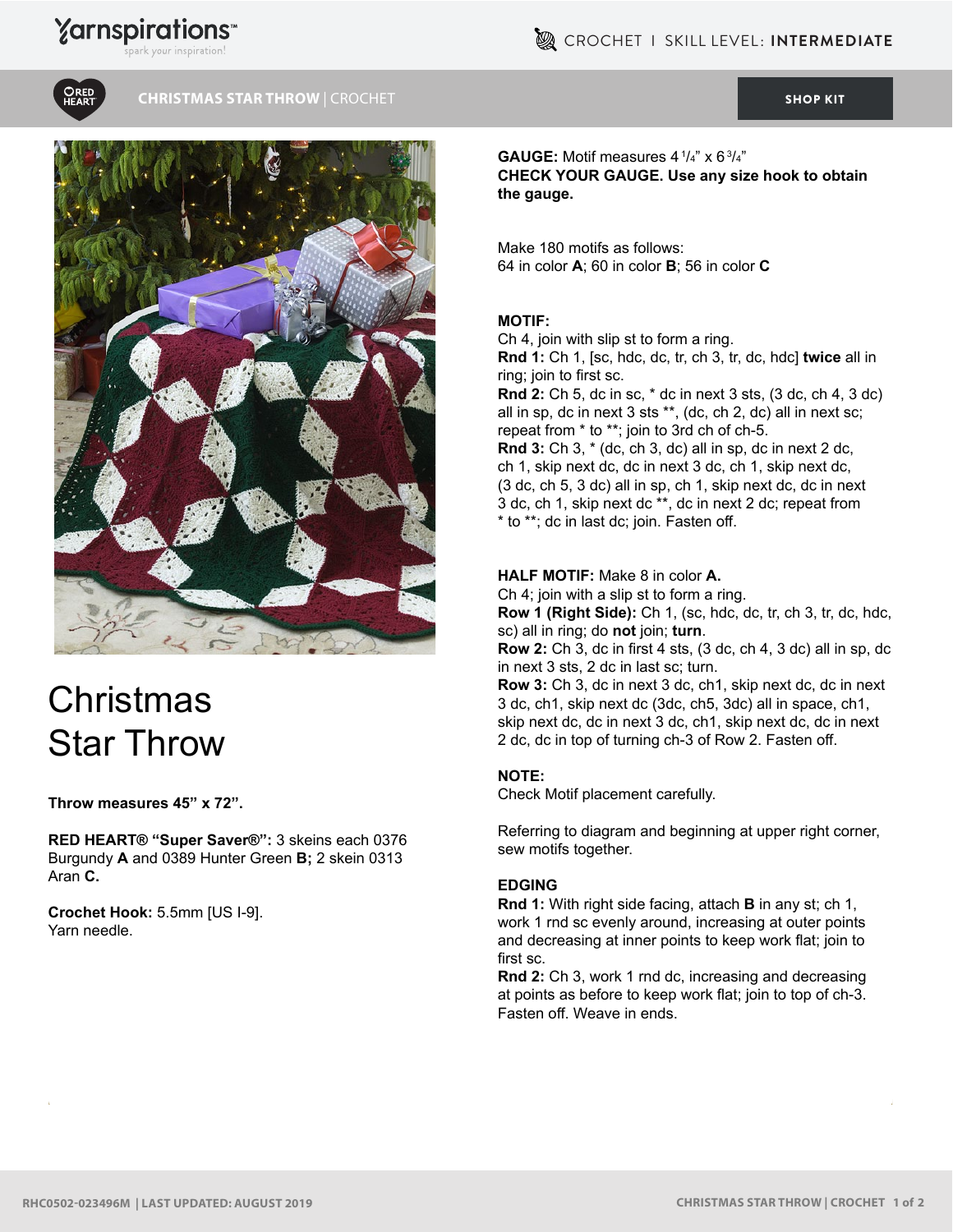# Christmas Star Throw

**Throw measures 45” x 72”.**

**RED HEART® “Super Saver®”:** 3 skeins each 0376 Burgundy **A** and 0389 Hunter Green **B;** 2 skein 0313 Aran **C.**

**Crochet Hook:** 5.5mm [US I-9].
Yarn needle.

**GAUGE:** Motif measures 4 1/4” x 6 3/4”
**CHECK YOUR GAUGE. Use any size hook to obtain the gauge.**

Make 180 motifs as follows:
64 in color **A**; 60 in color **B**; 56 in color **C**

**MOTIF:**
Ch 4, join with slip st to form a ring.
**Rnd 1:** Ch 1, [sc, hdc, dc, tr, ch 3, tr, dc, hdc] **twice** all in ring; join to first sc.
**Rnd 2:** Ch 5, dc in sc, * dc in next 3 sts, (3 dc, ch 4, 3 dc) all in sp, dc in next 3 sts **, (dc, ch 2, dc) all in next sc; repeat from * to **; join to 3rd ch of ch-5.
**Rnd 3:** Ch 3, * (dc, ch 3, dc) all in sp, dc in next 2 dc, ch 1, skip next dc, dc in next 3 dc, ch 1, skip next dc, (3 dc, ch 5, 3 dc) all in sp, ch 1, skip next dc, dc in next 3 dc, ch 1, skip next dc **, dc in next 2 dc; repeat from * to **; dc in last dc; join. Fasten off.

**HALF MOTIF:** Make 8 in color **A.**
Ch 4; join with a slip st to form a ring.
**Row 1 (Right Side):** Ch 1, (sc, hdc, dc, tr, ch 3, tr, dc, hdc, sc) all in ring; do **not** join; **turn**.
**Row 2:** Ch 3, dc in first 4 sts, (3 dc, ch 4, 3 dc) all in sp, dc in next 3 sts, 2 dc in last sc; turn.
**Row 3:** Ch 3, dc in next 3 dc, ch1, skip next dc, dc in next 3 dc, ch1, skip next dc (3dc, ch5, 3dc) all in space, ch1, skip next dc, dc in next 3 dc, ch1, skip next dc, dc in next 2 dc, dc in top of turning ch-3 of Row 2. Fasten off.

**NOTE:**
Check Motif placement carefully.

Referring to diagram and beginning at upper right corner, sew motifs together.

**EDGING**
**Rnd 1:** With right side facing, attach **B** in any st; ch 1, work 1 rnd sc evenly around, increasing at outer points and decreasing at inner points to keep work flat; join to first sc.
**Rnd 2:** Ch 3, work 1 rnd dc, increasing and decreasing at points as before to keep work flat; join to top of ch-3. Fasten off. Weave in ends.

RHC0502-023496M | LAST UPDATED: AUGUST 2019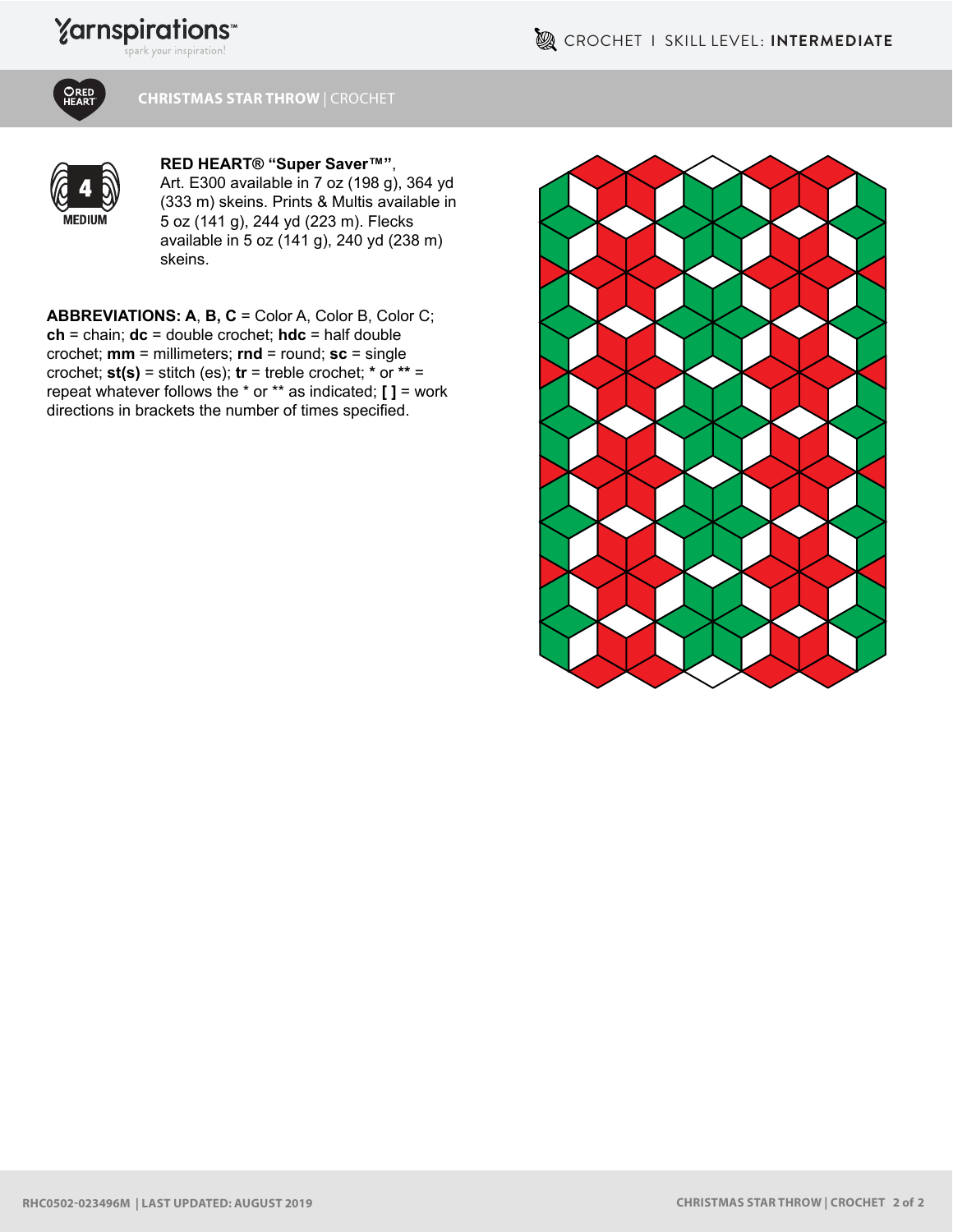**RED HEART® "Super Saver™"**, Art. E300 available in 7 oz (198 g), 364 yd (333 m) skeins. Prints & Multis available in 5 oz (141 g), 244 yd (223 m). Flecks available in 5 oz (141 g), 240 yd (238 m) skeins.

**ABBREVIATIONS: A**, **B, C** = Color A, Color B, Color C; **ch** = chain; **dc** = double crochet; **hdc** = half double crochet; **mm** = millimeters; **rnd** = round; **sc** = single crochet; **st(s)** = stitch (es); **tr** = treble crochet; * or ** = repeat whatever follows the * or ** as indicated; **[ ]** = work directions in brackets the number of times specified.